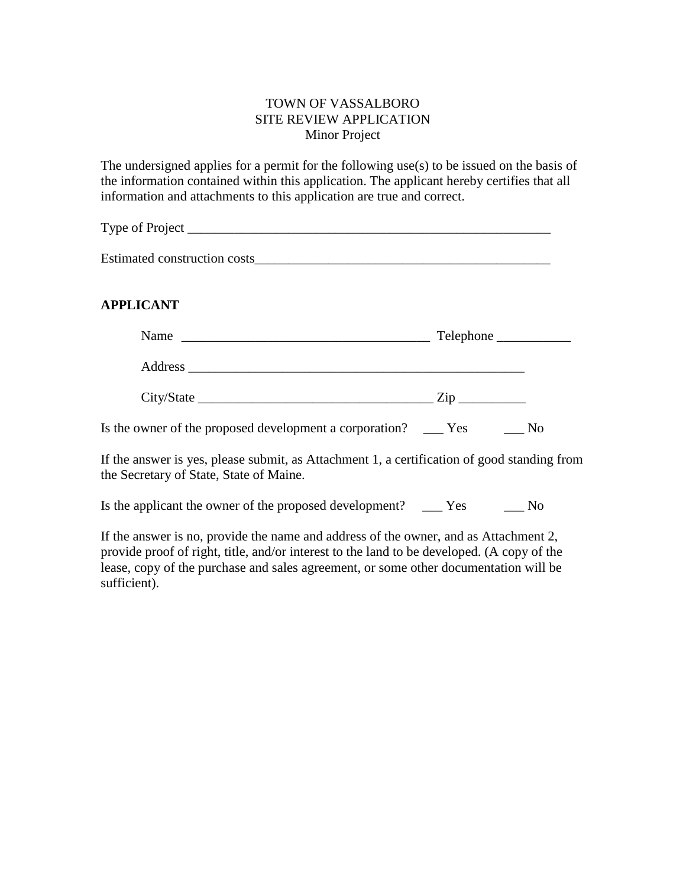TOWN OF VASSALBORO
SITE REVIEW APPLICATION
Minor Project

The undersigned applies for a permit for the following use(s) to be issued on the basis of the information contained within this application. The applicant hereby certifies that all information and attachments to this application are true and correct.

Type of Project ________________________________________________________

Estimated construction costs_____________________________________________

**APPLICANT**

Name ______________________________________ Telephone ___________

Address ___________________________________________________

City/State ____________________________________ Zip __________

Is the owner of the proposed development a corporation? ___ Yes ___ No

If the answer is yes, please submit, as Attachment 1, a certification of good standing from the Secretary of State, State of Maine.

Is the applicant the owner of the proposed development? ___ Yes ___ No

If the answer is no, provide the name and address of the owner, and as Attachment 2, provide proof of right, title, and/or interest to the land to be developed. (A copy of the lease, copy of the purchase and sales agreement, or some other documentation will be sufficient).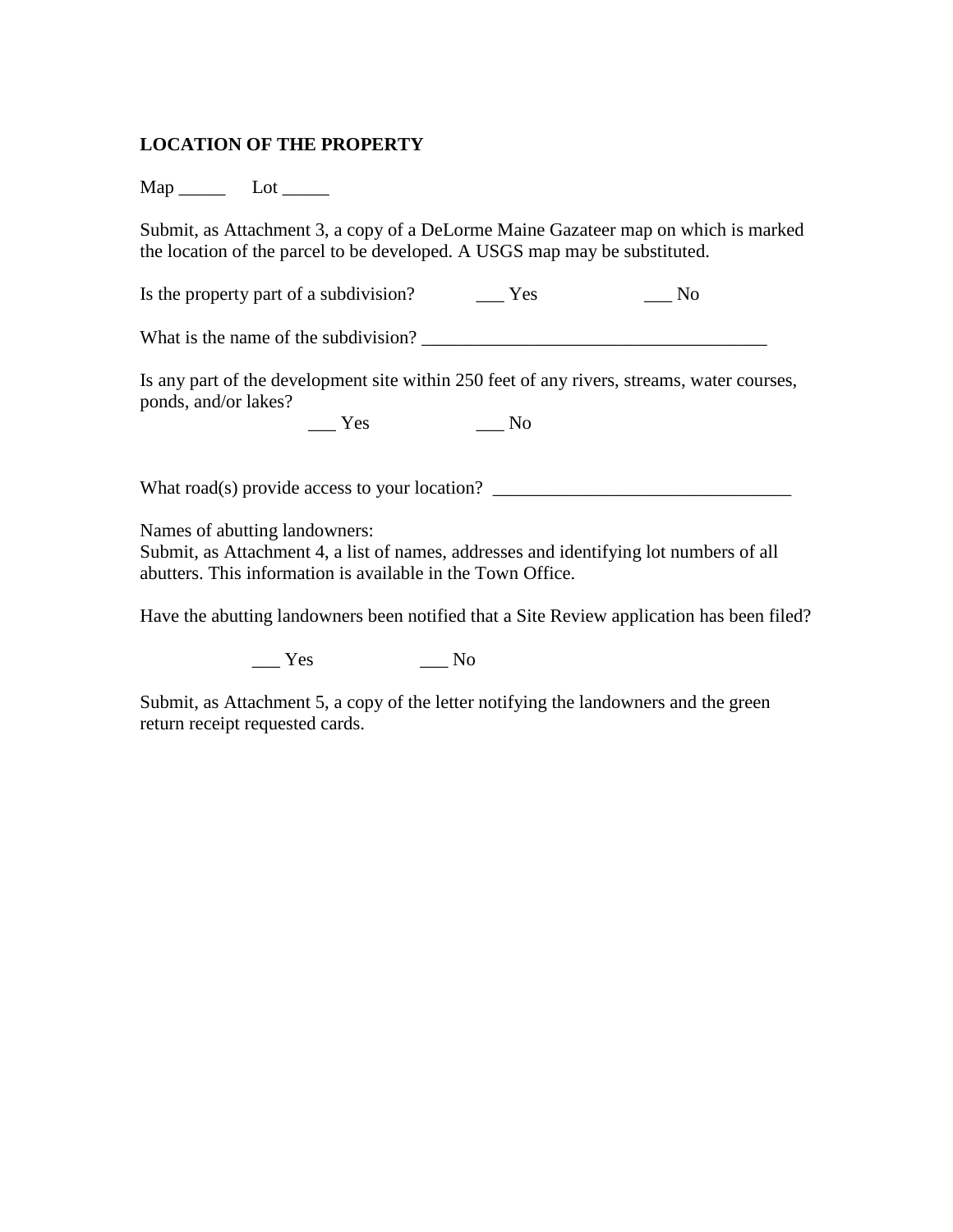**LOCATION OF THE PROPERTY**

Map _____ Lot _____

Submit, as Attachment 3, a copy of a DeLorme Maine Gazateer map on which is marked the location of the parcel to be developed. A USGS map may be substituted.

Is the property part of a subdivision? ___ Yes ___ No

What is the name of the subdivision? _____________________________________

Is any part of the development site within 250 feet of any rivers, streams, water courses, ponds, and/or lakes?

___ Yes ___ No

What road(s) provide access to your location? ________________________________

Names of abutting landowners:
Submit, as Attachment 4, a list of names, addresses and identifying lot numbers of all abutters. This information is available in the Town Office.

Have the abutting landowners been notified that a Site Review application has been filed?

___ Yes ___ No

Submit, as Attachment 5, a copy of the letter notifying the landowners and the green return receipt requested cards.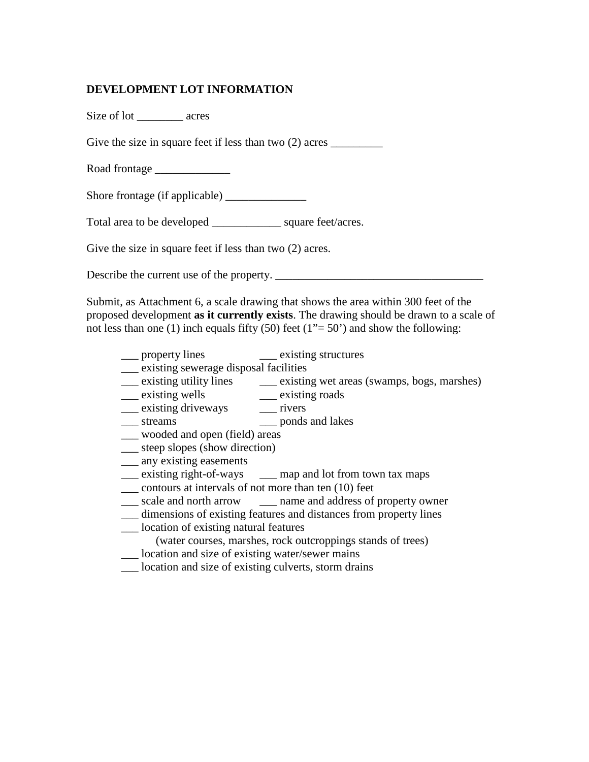**DEVELOPMENT LOT INFORMATION**

Size of lot ________ acres

Give the size in square feet if less than two (2) acres _________

Road frontage _____________

Shore frontage (if applicable) ______________

Total area to be developed ____________ square feet/acres.

Give the size in square feet if less than two (2) acres.

Describe the current use of the property. ____________________________________

Submit, as Attachment 6, a scale drawing that shows the area within 300 feet of the proposed development **as it currently exists**. The drawing should be drawn to a scale of not less than one (1) inch equals fifty (50) feet (1"= 50') and show the following:

___ property lines ___ existing structures
___ existing sewerage disposal facilities
___ existing utility lines ___ existing wet areas (swamps, bogs, marshes)
___ existing wells ___ existing roads
___ existing driveways ___ rivers
___ streams ___ ponds and lakes
___ wooded and open (field) areas
___ steep slopes (show direction)
___ any existing easements
___ existing right-of-ways ___ map and lot from town tax maps
___ contours at intervals of not more than ten (10) feet
___ scale and north arrow ___ name and address of property owner
___ dimensions of existing features and distances from property lines
___ location of existing natural features
(water courses, marshes, rock outcroppings stands of trees)
___ location and size of existing water/sewer mains
___ location and size of existing culverts, storm drains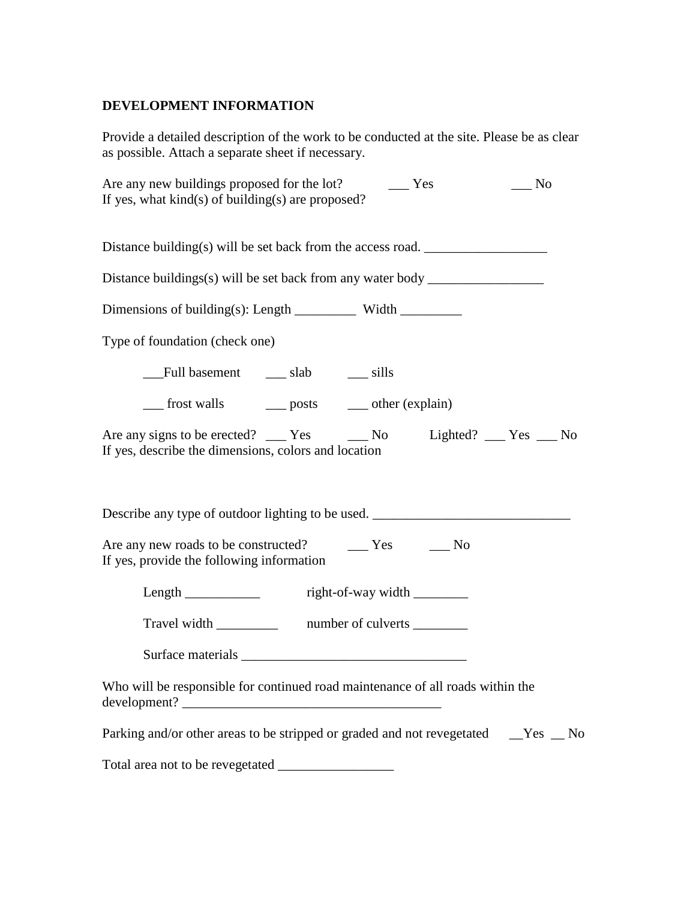**DEVELOPMENT INFORMATION**

Provide a detailed description of the work to be conducted at the site. Please be as clear as possible. Attach a separate sheet if necessary.

Are any new buildings proposed for the lot? ___ Yes ___ No
If yes, what kind(s) of building(s) are proposed?

Distance building(s) will be set back from the access road. __________________

Distance buildings(s) will be set back from any water body _________________

Dimensions of building(s): Length _________ Width _________

Type of foundation (check one)

___Full basement ___ slab ___ sills

___ frost walls ___ posts ___ other (explain)

Are any signs to be erected? ___ Yes ___ No Lighted? ___ Yes ___ No
If yes, describe the dimensions, colors and location

Describe any type of outdoor lighting to be used. _____________________________

Are any new roads to be constructed? ___ Yes ___ No
If yes, provide the following information

Length ___________ right-of-way width ________

Travel width _________ number of culverts ________

Surface materials _________________________________

Who will be responsible for continued road maintenance of all roads within the development? _______________________________________

Parking and/or other areas to be stripped or graded and not revegetated __Yes __ No

Total area not to be revegetated _________________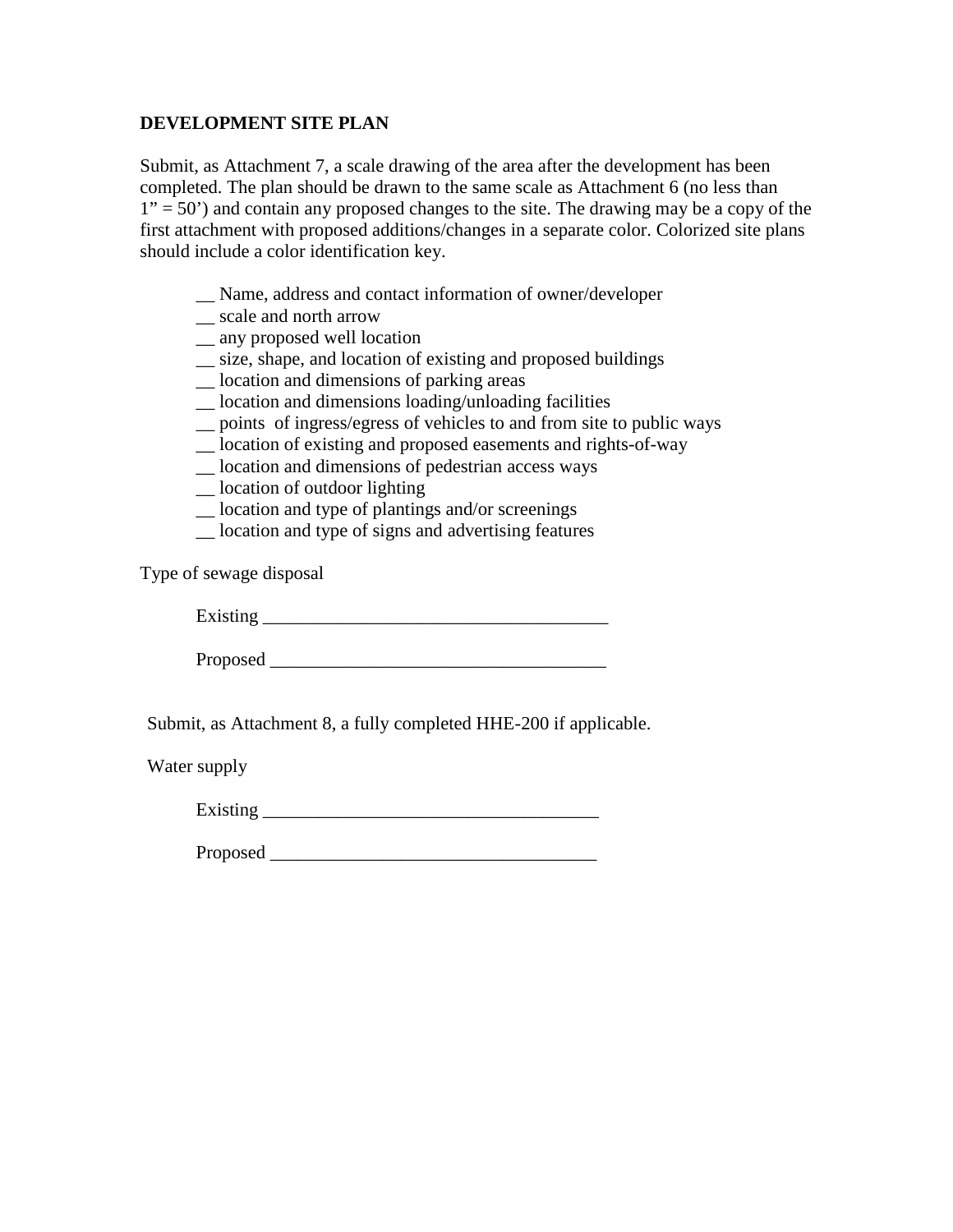**DEVELOPMENT SITE PLAN**

Submit, as Attachment 7, a scale drawing of the area after the development has been completed. The plan should be drawn to the same scale as Attachment 6 (no less than 1" = 50') and contain any proposed changes to the site. The drawing may be a copy of the first attachment with proposed additions/changes in a separate color. Colorized site plans should include a color identification key.

__ Name, address and contact information of owner/developer
__ scale and north arrow
__ any proposed well location
__ size, shape, and location of existing and proposed buildings
__ location and dimensions of parking areas
__ location and dimensions loading/unloading facilities
__ points of ingress/egress of vehicles to and from site to public ways
__ location of existing and proposed easements and rights-of-way
__ location and dimensions of pedestrian access ways
__ location of outdoor lighting
__ location and type of plantings and/or screenings
__ location and type of signs and advertising features

Type of sewage disposal

Existing _____________________________________

Proposed ____________________________________

Submit, as Attachment 8, a fully completed HHE-200 if applicable.

Water supply

Existing ____________________________________

Proposed ___________________________________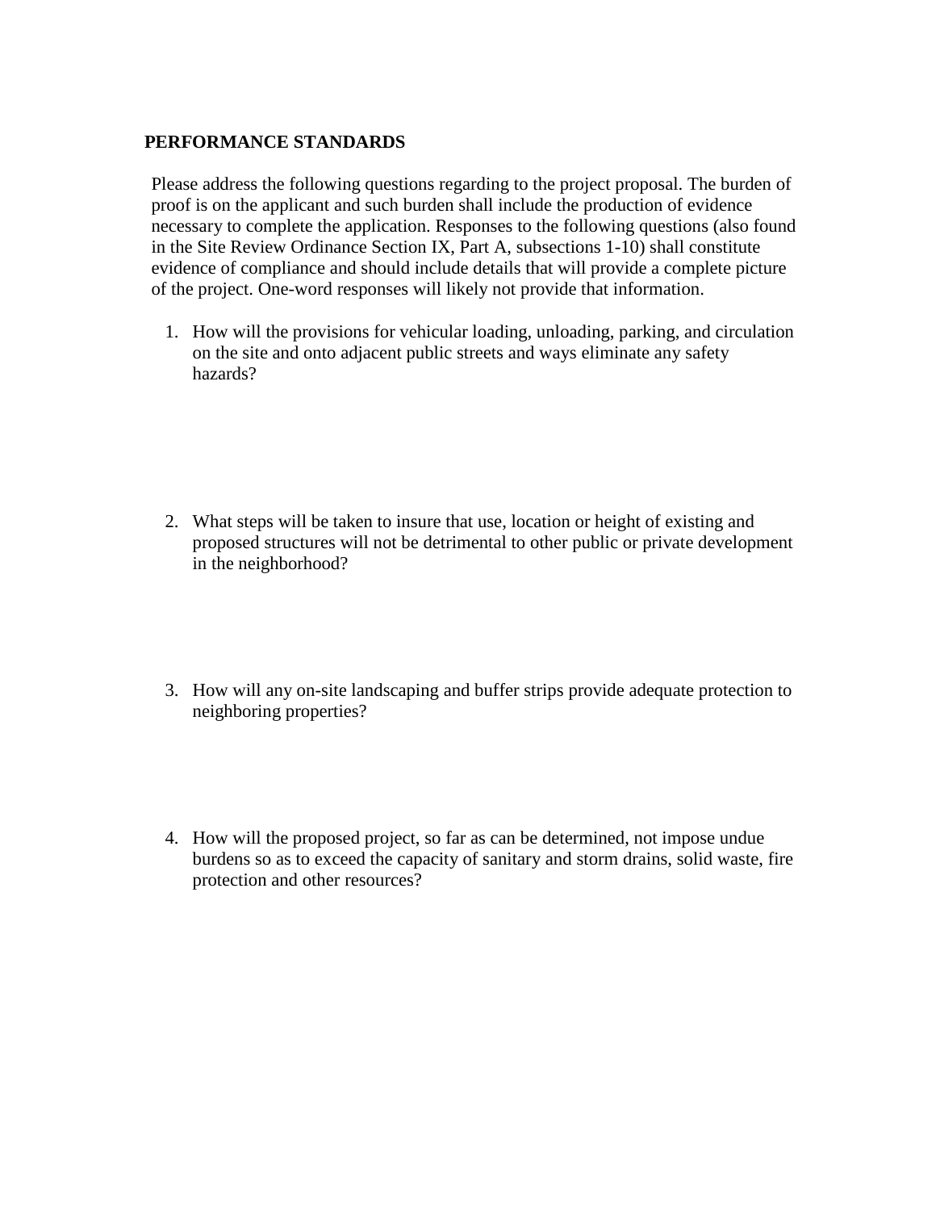## PERFORMANCE STANDARDS

Please address the following questions regarding to the project proposal. The burden of proof is on the applicant and such burden shall include the production of evidence necessary to complete the application. Responses to the following questions (also found in the Site Review Ordinance Section IX, Part A, subsections 1-10) shall constitute evidence of compliance and should include details that will provide a complete picture of the project. One-word responses will likely not provide that information.

1. How will the provisions for vehicular loading, unloading, parking, and circulation on the site and onto adjacent public streets and ways eliminate any safety hazards?

2. What steps will be taken to insure that use, location or height of existing and proposed structures will not be detrimental to other public or private development in the neighborhood?

3. How will any on-site landscaping and buffer strips provide adequate protection to neighboring properties?

4. How will the proposed project, so far as can be determined, not impose undue burdens so as to exceed the capacity of sanitary and storm drains, solid waste, fire protection and other resources?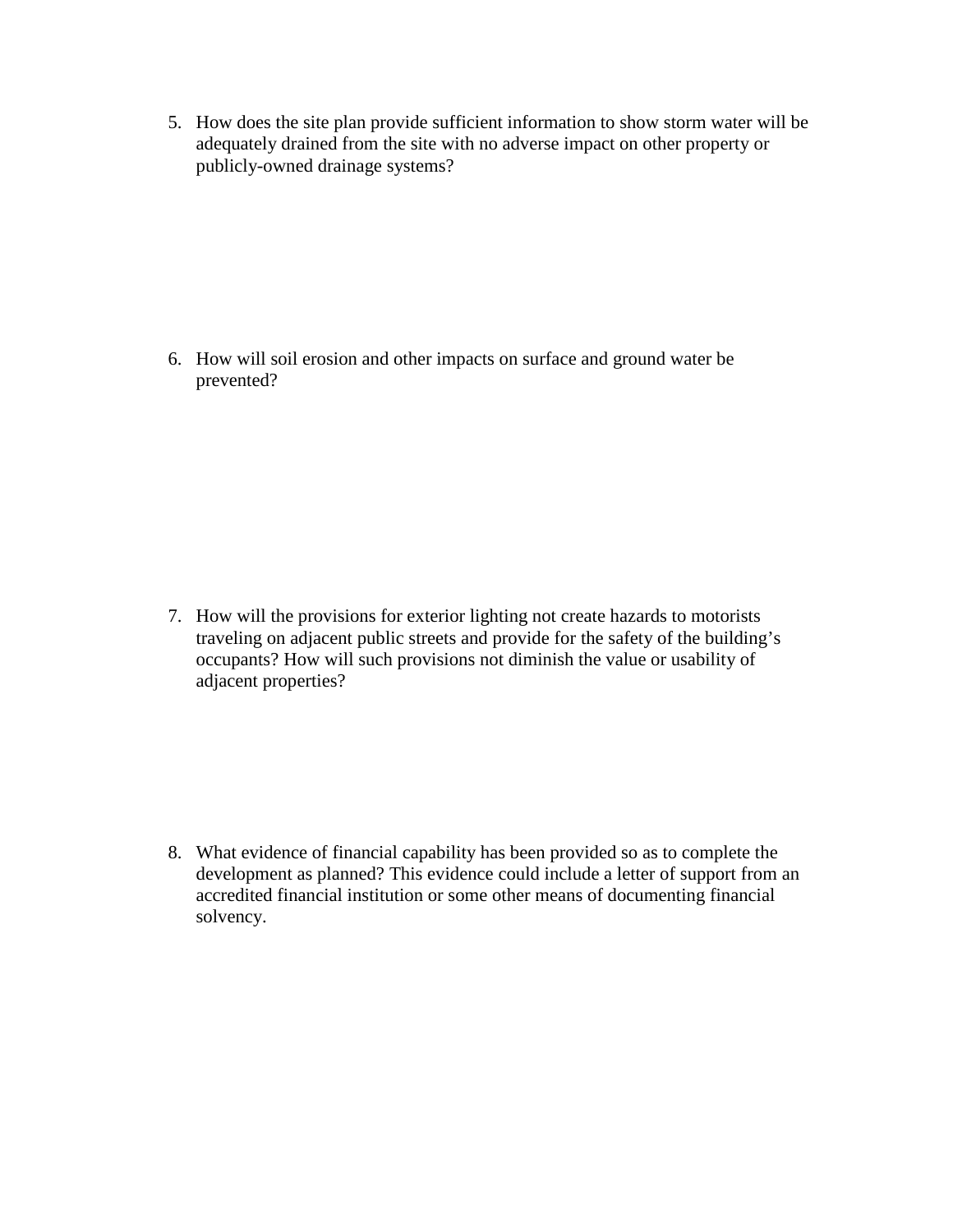5. How does the site plan provide sufficient information to show storm water will be adequately drained from the site with no adverse impact on other property or publicly-owned drainage systems?

6. How will soil erosion and other impacts on surface and ground water be prevented?

7. How will the provisions for exterior lighting not create hazards to motorists traveling on adjacent public streets and provide for the safety of the building's occupants? How will such provisions not diminish the value or usability of adjacent properties?

8. What evidence of financial capability has been provided so as to complete the development as planned? This evidence could include a letter of support from an accredited financial institution or some other means of documenting financial solvency.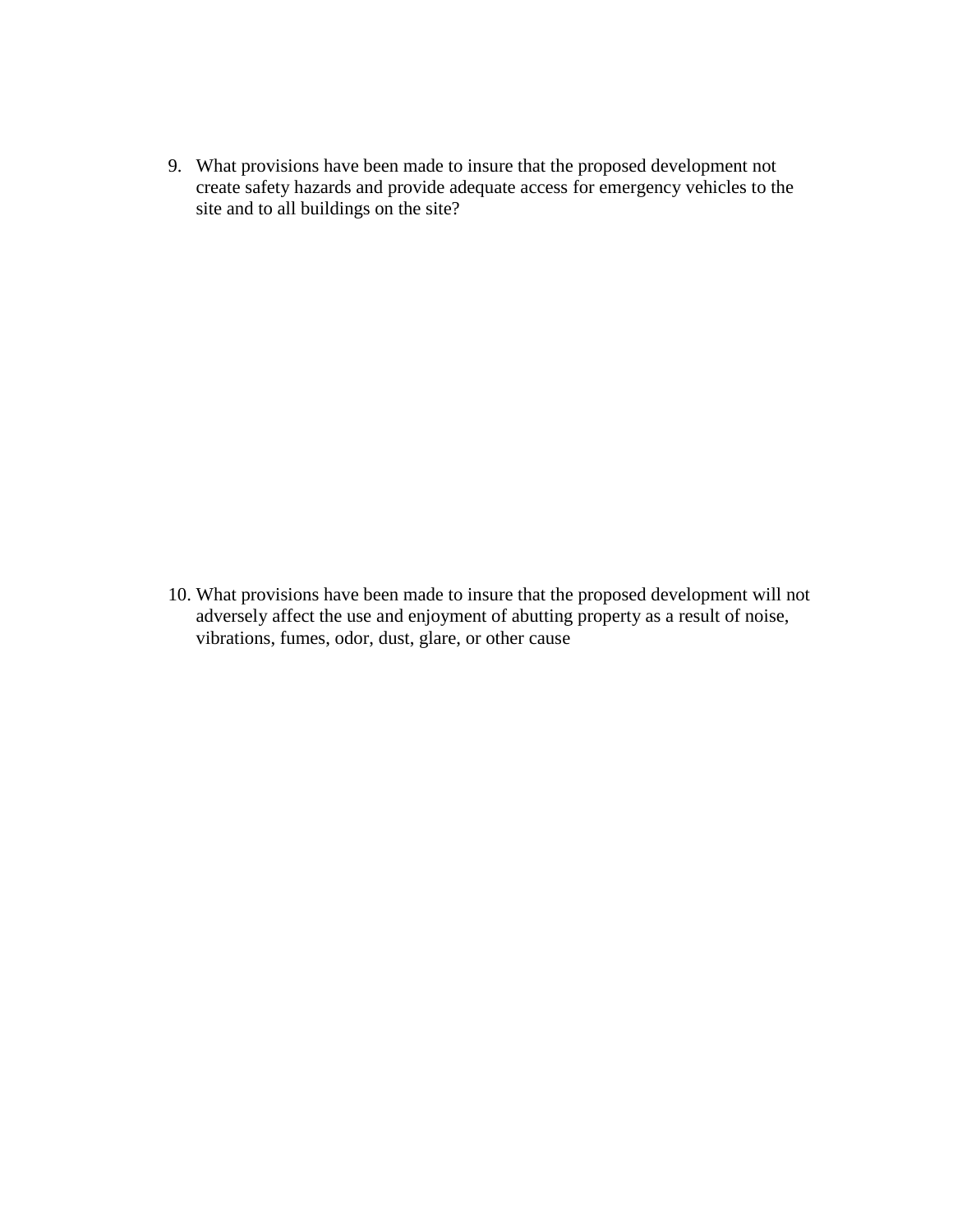9. What provisions have been made to insure that the proposed development not create safety hazards and provide adequate access for emergency vehicles to the site and to all buildings on the site?

10. What provisions have been made to insure that the proposed development will not adversely affect the use and enjoyment of abutting property as a result of noise, vibrations, fumes, odor, dust, glare, or other cause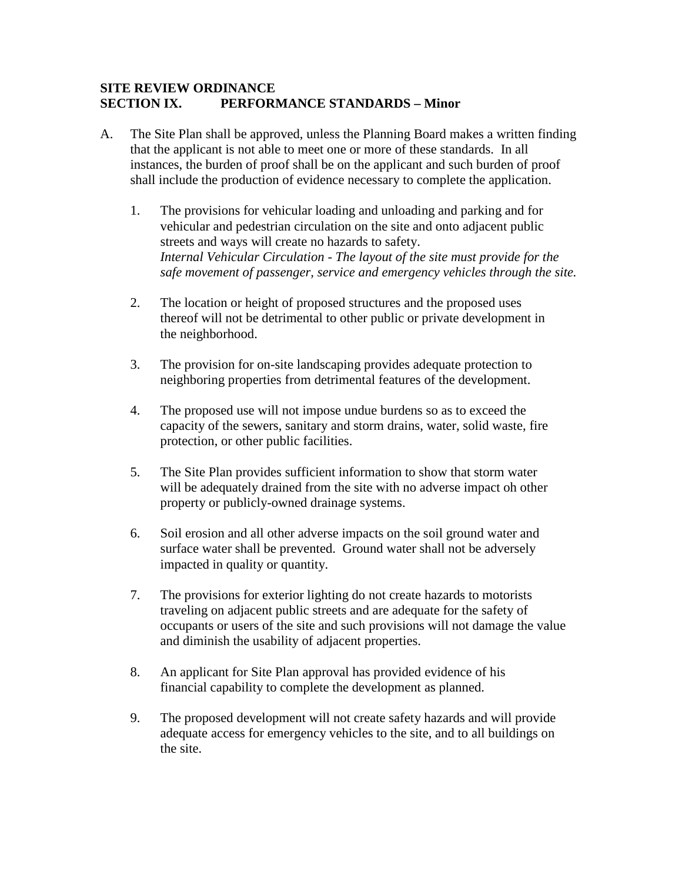**SITE REVIEW ORDINANCE**
**SECTION IX. PERFORMANCE STANDARDS – Minor**

A. The Site Plan shall be approved, unless the Planning Board makes a written finding that the applicant is not able to meet one or more of these standards. In all instances, the burden of proof shall be on the applicant and such burden of proof shall include the production of evidence necessary to complete the application.

1. The provisions for vehicular loading and unloading and parking and for vehicular and pedestrian circulation on the site and onto adjacent public streets and ways will create no hazards to safety.
   *Internal Vehicular Circulation - The layout of the site must provide for the safe movement of passenger, service and emergency vehicles through the site.*

2. The location or height of proposed structures and the proposed uses thereof will not be detrimental to other public or private development in the neighborhood.

3. The provision for on-site landscaping provides adequate protection to neighboring properties from detrimental features of the development.

4. The proposed use will not impose undue burdens so as to exceed the capacity of the sewers, sanitary and storm drains, water, solid waste, fire protection, or other public facilities.

5. The Site Plan provides sufficient information to show that storm water will be adequately drained from the site with no adverse impact oh other property or publicly-owned drainage systems.

6. Soil erosion and all other adverse impacts on the soil ground water and surface water shall be prevented. Ground water shall not be adversely impacted in quality or quantity.

7. The provisions for exterior lighting do not create hazards to motorists traveling on adjacent public streets and are adequate for the safety of occupants or users of the site and such provisions will not damage the value and diminish the usability of adjacent properties.

8. An applicant for Site Plan approval has provided evidence of his financial capability to complete the development as planned.

9. The proposed development will not create safety hazards and will provide adequate access for emergency vehicles to the site, and to all buildings on the site.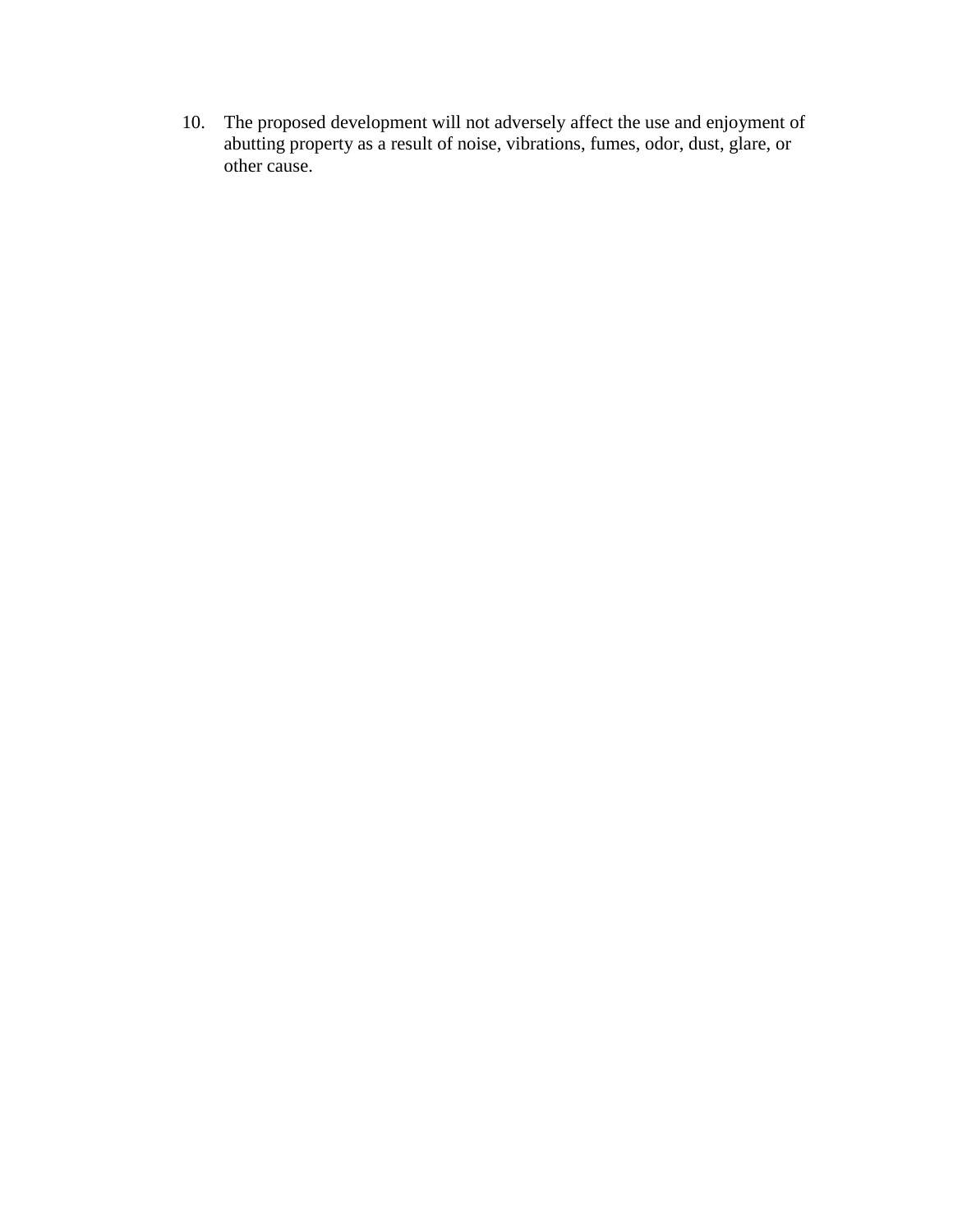10. The proposed development will not adversely affect the use and enjoyment of abutting property as a result of noise, vibrations, fumes, odor, dust, glare, or other cause.